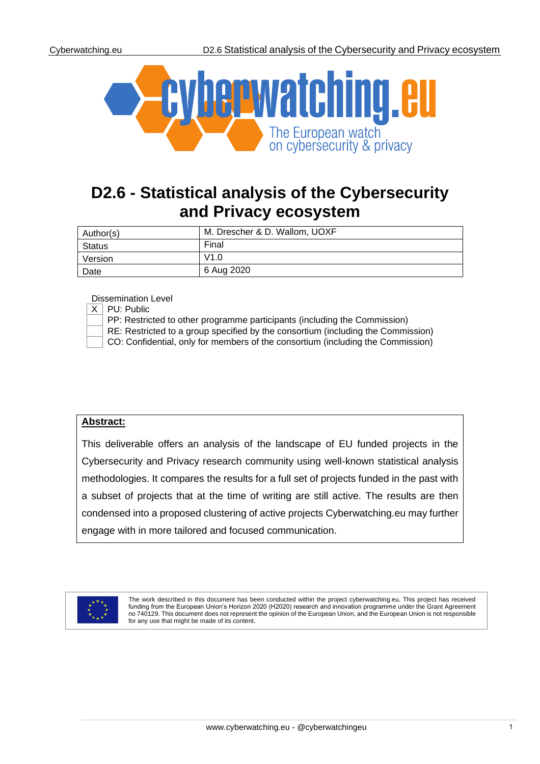cyberwatching.eu

The European watch on cybersecurity & privacy

# D2.6 - Statistical analysis of the Cybersecurity and Privacy ecosystem

| Author(s) | M. Drescher & D. Wallom, UOXF |
|---|---|
| Status | Final |
| Version | V1.0 |
| Date | 6 Aug 2020 |

Dissemination Level

| | |
|---|---|
| X | PU: Public |
| | PP: Restricted to other programme participants (including the Commission) |
| | RE: Restricted to a group specified by the consortium (including the Commission) |
| | CO: Confidential, only for members of the consortium (including the Commission) |

**Abstract:**

This deliverable offers an analysis of the landscape of EU funded projects in the Cybersecurity and Privacy research community using well-known statistical analysis methodologies. It compares the results for a full set of projects funded in the past with a subset of projects that at the time of writing are still active. The results are then condensed into a proposed clustering of active projects Cyberwatching.eu may further engage with in more tailored and focused communication.

The work described in this document has been conducted within the project cyberwatching.eu. This project has received funding from the European Union's Horizon 2020 (H2020) research and innovation programme under the Grant Agreement no 740129. This document does not represent the opinion of the European Union, and the European Union is not responsible for any use that might be made of its content.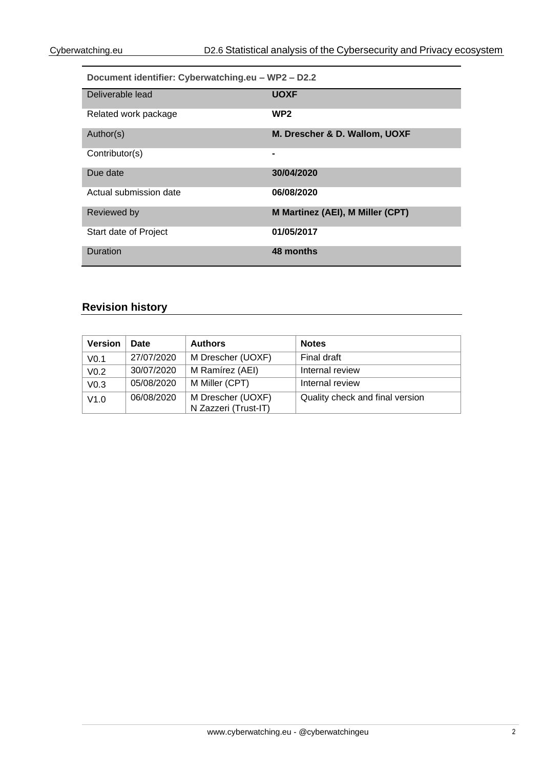| Document identifier: Cyberwatching.eu – WP2 – D2.2 | |
|---|---|
| Deliverable lead | **UOXF** |
| Related work package | **WP2** |
| Author(s) | **M. Drescher & D. Wallom, UOXF** |
| Contributor(s) | **-** |
| Due date | **30/04/2020** |
| Actual submission date | **06/08/2020** |
| Reviewed by | **M Martinez (AEI), M Miller (CPT)** |
| Start date of Project | **01/05/2017** |
| Duration | **48 months** |

## Revision history

| Version | Date | Authors | Notes |
|---|---|---|---|
| V0.1 | 27/07/2020 | M Drescher (UOXF) | Final draft |
| V0.2 | 30/07/2020 | M Ramírez (AEI) | Internal review |
| V0.3 | 05/08/2020 | M Miller (CPT) | Internal review |
| V1.0 | 06/08/2020 | M Drescher (UOXF) N Zazzeri (Trust-IT) | Quality check and final version |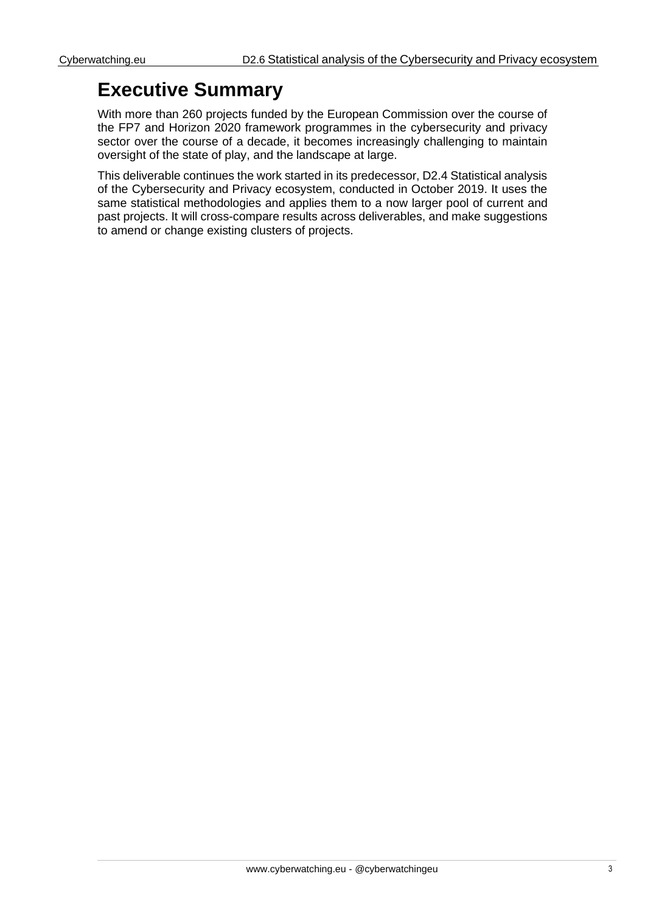# Executive Summary

With more than 260 projects funded by the European Commission over the course of the FP7 and Horizon 2020 framework programmes in the cybersecurity and privacy sector over the course of a decade, it becomes increasingly challenging to maintain oversight of the state of play, and the landscape at large.

This deliverable continues the work started in its predecessor, D2.4 Statistical analysis of the Cybersecurity and Privacy ecosystem, conducted in October 2019. It uses the same statistical methodologies and applies them to a now larger pool of current and past projects. It will cross-compare results across deliverables, and make suggestions to amend or change existing clusters of projects.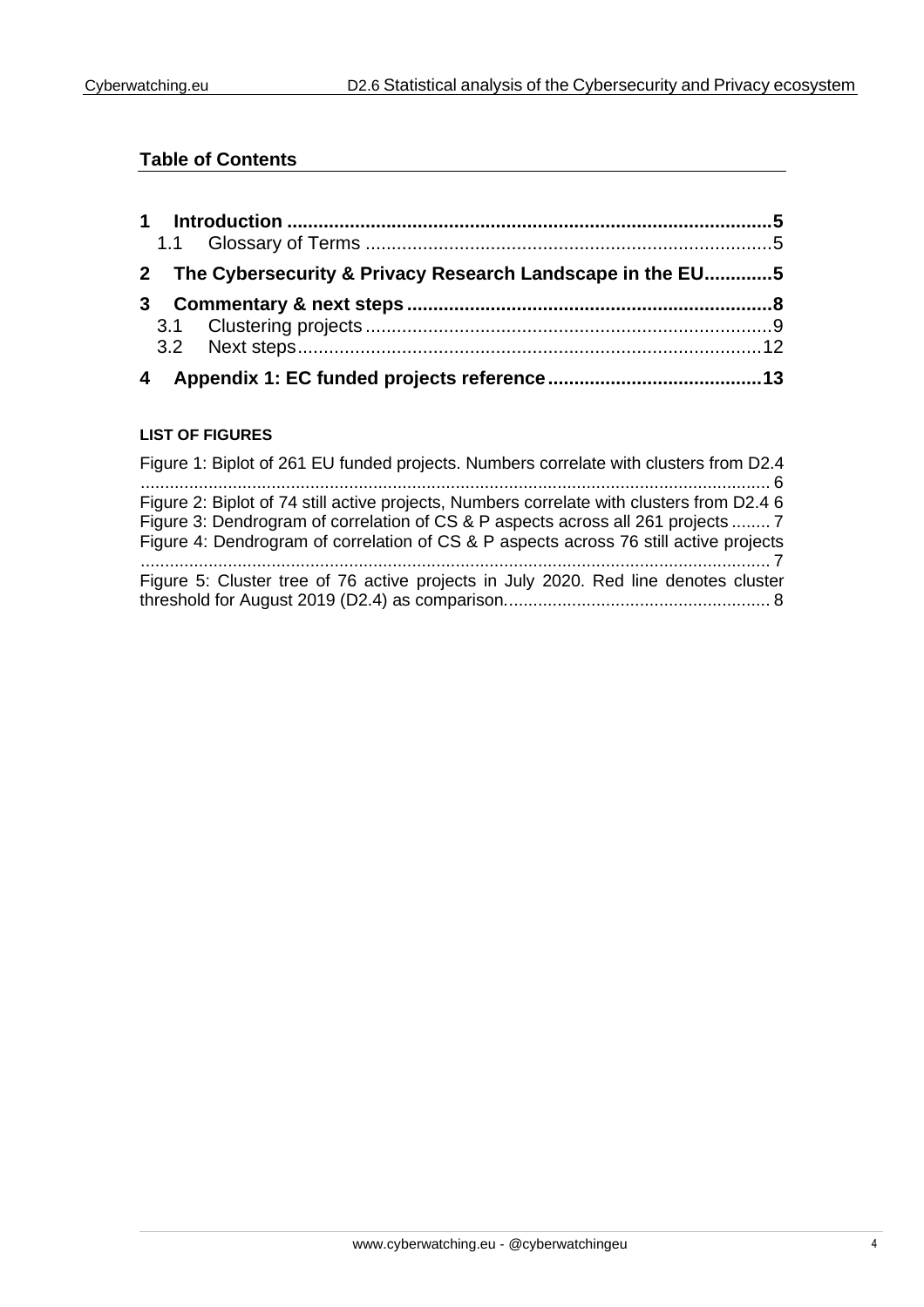## Table of Contents

**1 Introduction ........................................................................................5**

1.1 Glossary of Terms ..........................................................................5

**2 The Cybersecurity & Privacy Research Landscape in the EU............5**

**3 Commentary & next steps ..................................................................8**

3.1 Clustering projects ...........................................................................9

3.2 Next steps.......................................................................................12

**4 Appendix 1: EC funded projects reference ........................................13**

**LIST OF FIGURES**

Figure 1: Biplot of 261 EU funded projects. Numbers correlate with clusters from D2.4 ................................................................................................................... 6

Figure 2: Biplot of 74 still active projects, Numbers correlate with clusters from D2.4 6

Figure 3: Dendrogram of correlation of CS & P aspects across all 261 projects ........ 7

Figure 4: Dendrogram of correlation of CS & P aspects across 76 still active projects ................................................................................................................... 7

Figure 5: Cluster tree of 76 active projects in July 2020. Red line denotes cluster threshold for August 2019 (D2.4) as comparison...................................................... 8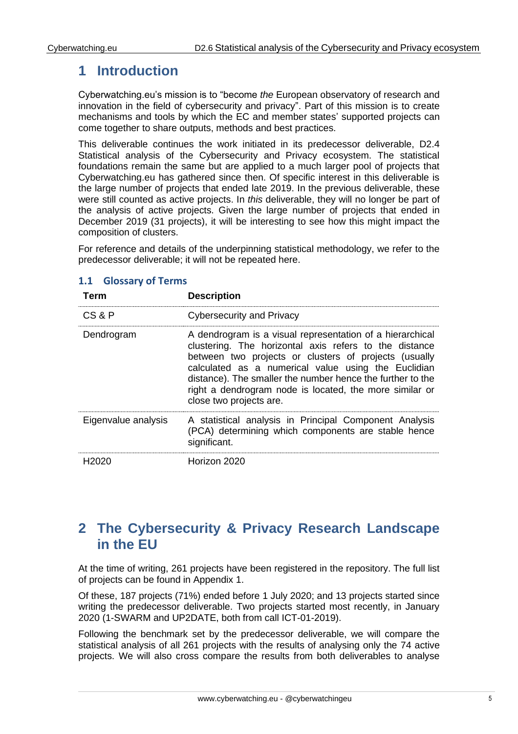# 1 Introduction

Cyberwatching.eu's mission is to "become *the* European observatory of research and innovation in the field of cybersecurity and privacy". Part of this mission is to create mechanisms and tools by which the EC and member states' supported projects can come together to share outputs, methods and best practices.

This deliverable continues the work initiated in its predecessor deliverable, D2.4 Statistical analysis of the Cybersecurity and Privacy ecosystem. The statistical foundations remain the same but are applied to a much larger pool of projects that Cyberwatching.eu has gathered since then. Of specific interest in this deliverable is the large number of projects that ended late 2019. In the previous deliverable, these were still counted as active projects. In *this* deliverable, they will no longer be part of the analysis of active projects. Given the large number of projects that ended in December 2019 (31 projects), it will be interesting to see how this might impact the composition of clusters.

For reference and details of the underpinning statistical methodology, we refer to the predecessor deliverable; it will not be repeated here.

## 1.1 Glossary of Terms

| Term | Description |
|---|---|
| CS & P | Cybersecurity and Privacy |
| Dendrogram | A dendrogram is a visual representation of a hierarchical clustering. The horizontal axis refers to the distance between two projects or clusters of projects (usually calculated as a numerical value using the Euclidian distance). The smaller the number hence the further to the right a dendrogram node is located, the more similar or close two projects are. |
| Eigenvalue analysis | A statistical analysis in Principal Component Analysis (PCA) determining which components are stable hence significant. |
| H2020 | Horizon 2020 |

# 2 The Cybersecurity & Privacy Research Landscape in the EU

At the time of writing, 261 projects have been registered in the repository. The full list of projects can be found in Appendix 1.

Of these, 187 projects (71%) ended before 1 July 2020; and 13 projects started since writing the predecessor deliverable. Two projects started most recently, in January 2020 (1-SWARM and UP2DATE, both from call ICT-01-2019).

Following the benchmark set by the predecessor deliverable, we will compare the statistical analysis of all 261 projects with the results of analysing only the 74 active projects. We will also cross compare the results from both deliverables to analyse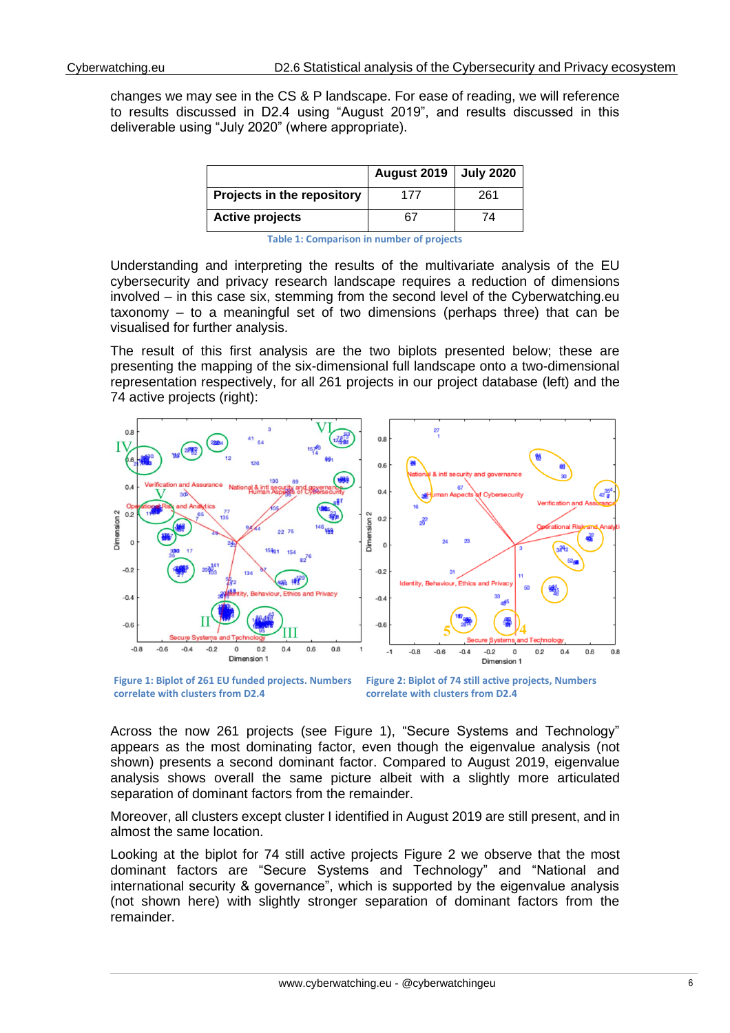changes we may see in the CS & P landscape. For ease of reading, we will reference to results discussed in D2.4 using "August 2019", and results discussed in this deliverable using "July 2020" (where appropriate).

| | August 2019 | July 2020 |
|---|---|---|
| **Projects in the repository** | 177 | 261 |
| **Active projects** | 67 | 74 |

Table 1: Comparison in number of projects

Understanding and interpreting the results of the multivariate analysis of the EU cybersecurity and privacy research landscape requires a reduction of dimensions involved – in this case six, stemming from the second level of the Cyberwatching.eu taxonomy – to a meaningful set of two dimensions (perhaps three) that can be visualised for further analysis.

The result of this first analysis are the two biplots presented below; these are presenting the mapping of the six-dimensional full landscape onto a two-dimensional representation respectively, for all 261 projects in our project database (left) and the 74 active projects (right):

Figure 1: Biplot of 261 EU funded projects. Numbers correlate with clusters from D2.4

Figure 2: Biplot of 74 still active projects, Numbers correlate with clusters from D2.4

Across the now 261 projects (see Figure 1), "Secure Systems and Technology" appears as the most dominating factor, even though the eigenvalue analysis (not shown) presents a second dominant factor. Compared to August 2019, eigenvalue analysis shows overall the same picture albeit with a slightly more articulated separation of dominant factors from the remainder.

Moreover, all clusters except cluster I identified in August 2019 are still present, and in almost the same location.

Looking at the biplot for 74 still active projects Figure 2 we observe that the most dominant factors are "Secure Systems and Technology" and "National and international security & governance", which is supported by the eigenvalue analysis (not shown here) with slightly stronger separation of dominant factors from the remainder.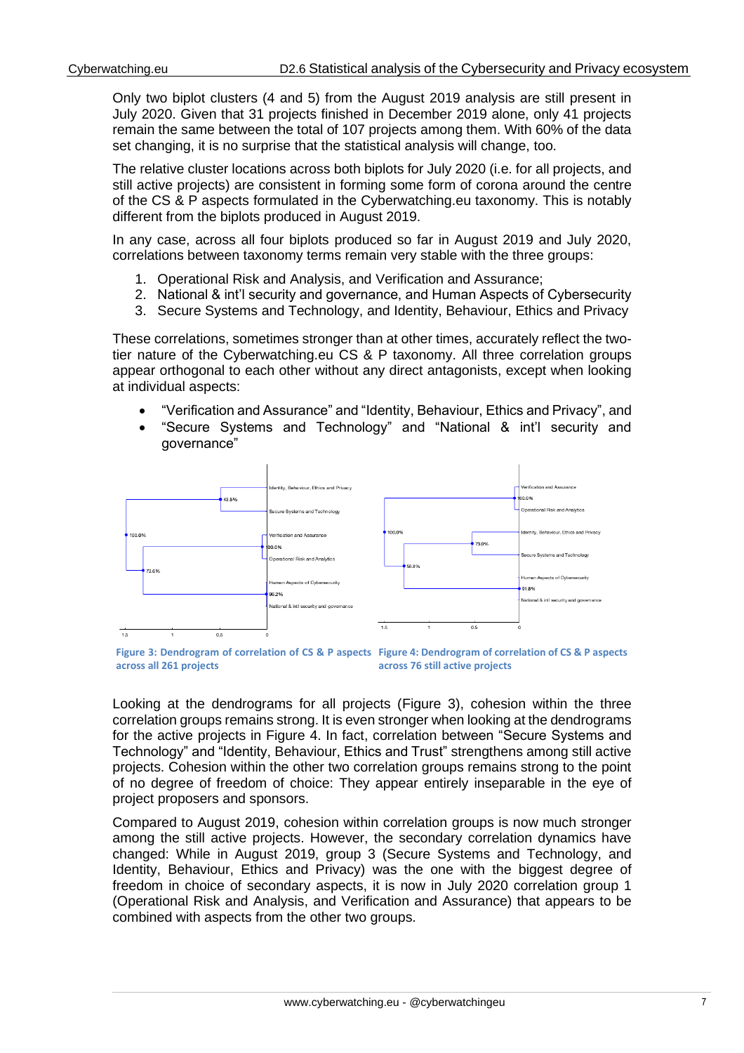Only two biplot clusters (4 and 5) from the August 2019 analysis are still present in July 2020. Given that 31 projects finished in December 2019 alone, only 41 projects remain the same between the total of 107 projects among them. With 60% of the data set changing, it is no surprise that the statistical analysis will change, too.

The relative cluster locations across both biplots for July 2020 (i.e. for all projects, and still active projects) are consistent in forming some form of corona around the centre of the CS & P aspects formulated in the Cyberwatching.eu taxonomy. This is notably different from the biplots produced in August 2019.

In any case, across all four biplots produced so far in August 2019 and July 2020, correlations between taxonomy terms remain very stable with the three groups:

1. Operational Risk and Analysis, and Verification and Assurance;
2. National & int'l security and governance, and Human Aspects of Cybersecurity
3. Secure Systems and Technology, and Identity, Behaviour, Ethics and Privacy

These correlations, sometimes stronger than at other times, accurately reflect the two-tier nature of the Cyberwatching.eu CS & P taxonomy. All three correlation groups appear orthogonal to each other without any direct antagonists, except when looking at individual aspects:

- "Verification and Assurance" and "Identity, Behaviour, Ethics and Privacy", and
- "Secure Systems and Technology" and "National & int'l security and governance"

Figure 3: Dendrogram of correlation of CS & P aspects across all 261 projects

Figure 4: Dendrogram of correlation of CS & P aspects across 76 still active projects

Looking at the dendrograms for all projects (Figure 3), cohesion within the three correlation groups remains strong. It is even stronger when looking at the dendrograms for the active projects in Figure 4. In fact, correlation between "Secure Systems and Technology" and "Identity, Behaviour, Ethics and Trust" strengthens among still active projects. Cohesion within the other two correlation groups remains strong to the point of no degree of freedom of choice: They appear entirely inseparable in the eye of project proposers and sponsors.

Compared to August 2019, cohesion within correlation groups is now much stronger among the still active projects. However, the secondary correlation dynamics have changed: While in August 2019, group 3 (Secure Systems and Technology, and Identity, Behaviour, Ethics and Privacy) was the one with the biggest degree of freedom in choice of secondary aspects, it is now in July 2020 correlation group 1 (Operational Risk and Analysis, and Verification and Assurance) that appears to be combined with aspects from the other two groups.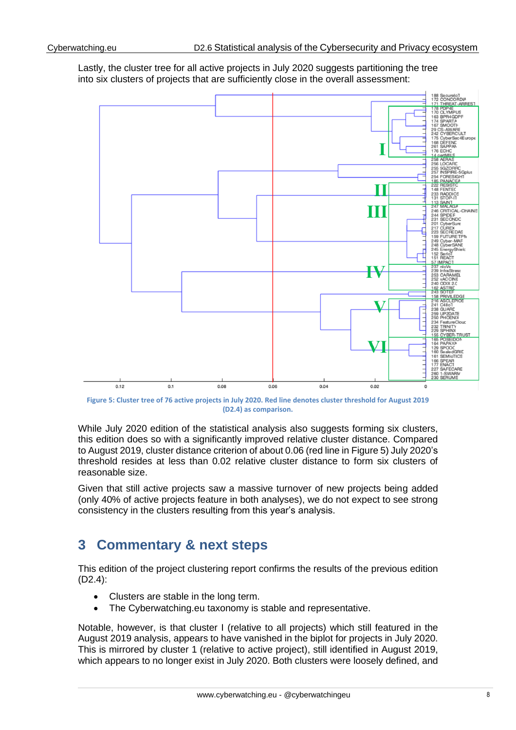Lastly, the cluster tree for all active projects in July 2020 suggests partitioning the tree into six clusters of projects that are sufficiently close in the overall assessment:

Figure 5: Cluster tree of 76 active projects in July 2020. Red line denotes cluster threshold for August 2019 (D2.4) as comparison.

While July 2020 edition of the statistical analysis also suggests forming six clusters, this edition does so with a significantly improved relative cluster distance. Compared to August 2019, cluster distance criterion of about 0.06 (red line in Figure 5) July 2020's threshold resides at less than 0.02 relative cluster distance to form six clusters of reasonable size.

Given that still active projects saw a massive turnover of new projects being added (only 40% of active projects feature in both analyses), we do not expect to see strong consistency in the clusters resulting from this year's analysis.

# 3 Commentary & next steps

This edition of the project clustering report confirms the results of the previous edition (D2.4):

- Clusters are stable in the long term.
- The Cyberwatching.eu taxonomy is stable and representative.

Notable, however, is that cluster I (relative to all projects) which still featured in the August 2019 analysis, appears to have vanished in the biplot for projects in July 2020. This is mirrored by cluster 1 (relative to active project), still identified in August 2019, which appears to no longer exist in July 2020. Both clusters were loosely defined, and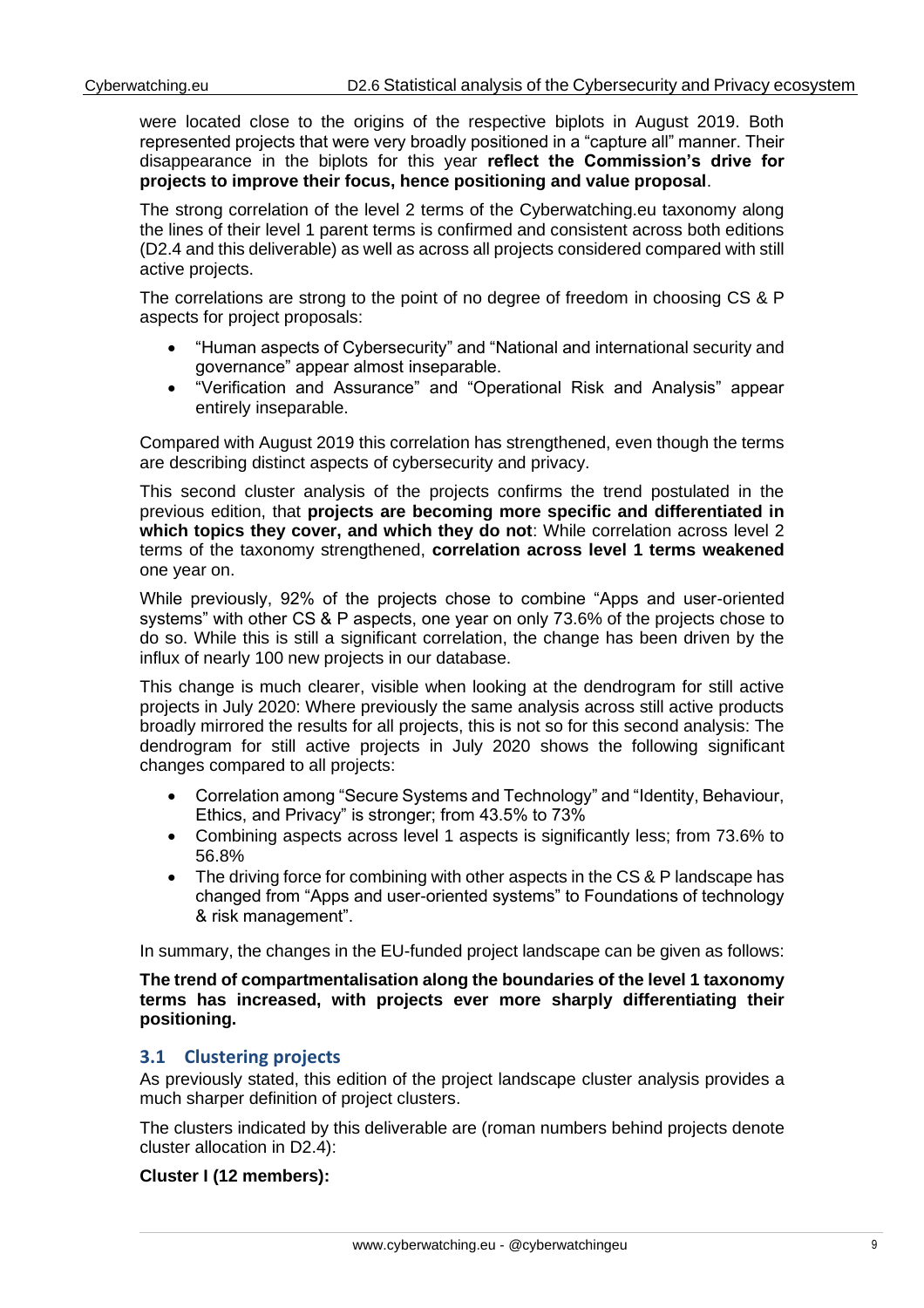were located close to the origins of the respective biplots in August 2019. Both represented projects that were very broadly positioned in a "capture all" manner. Their disappearance in the biplots for this year **reflect the Commission's drive for projects to improve their focus, hence positioning and value proposal**.

The strong correlation of the level 2 terms of the Cyberwatching.eu taxonomy along the lines of their level 1 parent terms is confirmed and consistent across both editions (D2.4 and this deliverable) as well as across all projects considered compared with still active projects.

The correlations are strong to the point of no degree of freedom in choosing CS & P aspects for project proposals:

- "Human aspects of Cybersecurity" and "National and international security and governance" appear almost inseparable.
- "Verification and Assurance" and "Operational Risk and Analysis" appear entirely inseparable.

Compared with August 2019 this correlation has strengthened, even though the terms are describing distinct aspects of cybersecurity and privacy.

This second cluster analysis of the projects confirms the trend postulated in the previous edition, that **projects are becoming more specific and differentiated in which topics they cover, and which they do not**: While correlation across level 2 terms of the taxonomy strengthened, **correlation across level 1 terms weakened** one year on.

While previously, 92% of the projects chose to combine "Apps and user-oriented systems" with other CS & P aspects, one year on only 73.6% of the projects chose to do so. While this is still a significant correlation, the change has been driven by the influx of nearly 100 new projects in our database.

This change is much clearer, visible when looking at the dendrogram for still active projects in July 2020: Where previously the same analysis across still active products broadly mirrored the results for all projects, this is not so for this second analysis: The dendrogram for still active projects in July 2020 shows the following significant changes compared to all projects:

- Correlation among "Secure Systems and Technology" and "Identity, Behaviour, Ethics, and Privacy" is stronger; from 43.5% to 73%
- Combining aspects across level 1 aspects is significantly less; from 73.6% to 56.8%
- The driving force for combining with other aspects in the CS & P landscape has changed from "Apps and user-oriented systems" to Foundations of technology & risk management".

In summary, the changes in the EU-funded project landscape can be given as follows:

**The trend of compartmentalisation along the boundaries of the level 1 taxonomy terms has increased, with projects ever more sharply differentiating their positioning.**

## 3.1 Clustering projects

As previously stated, this edition of the project landscape cluster analysis provides a much sharper definition of project clusters.

The clusters indicated by this deliverable are (roman numbers behind projects denote cluster allocation in D2.4):

**Cluster I (12 members):**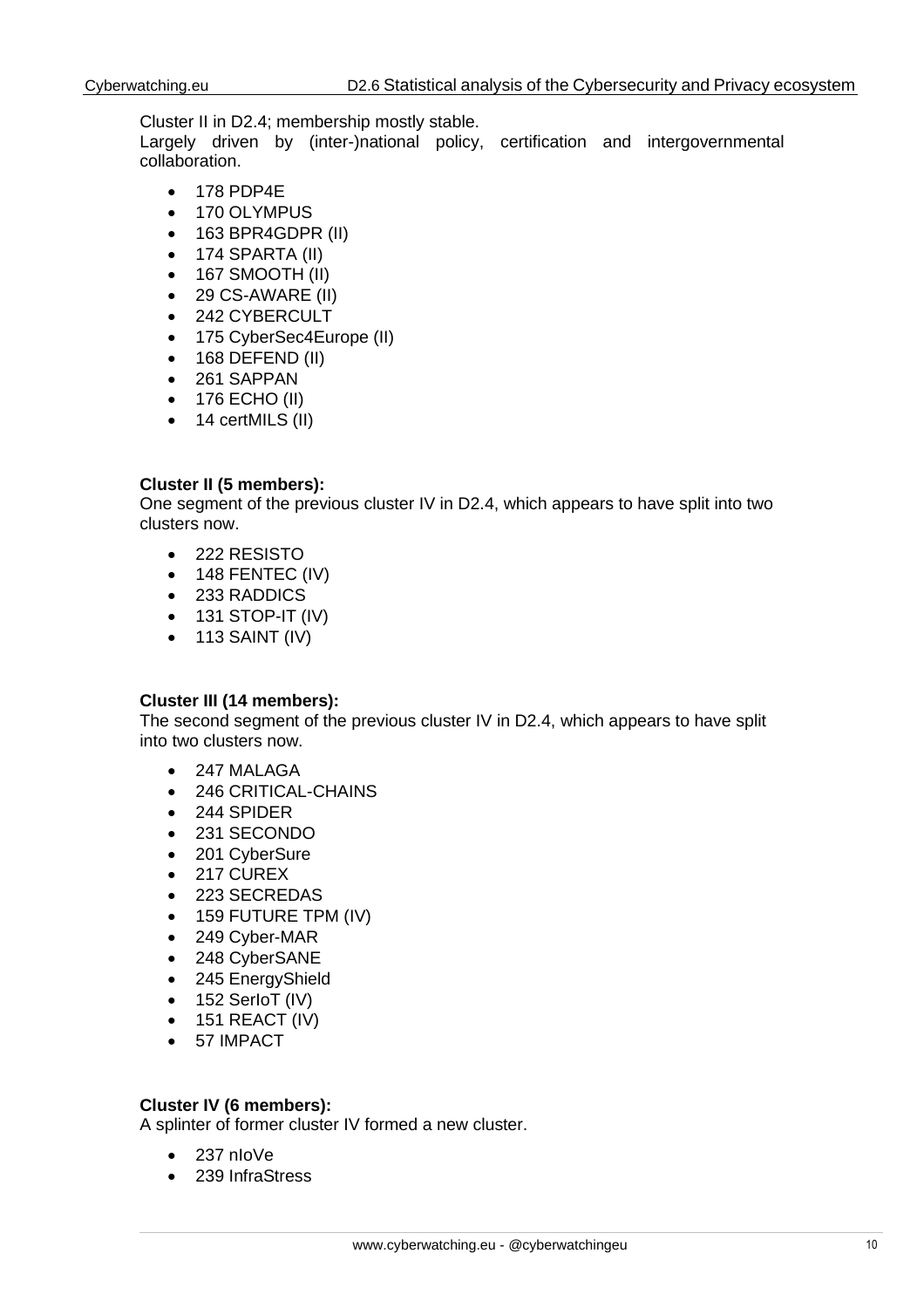Cluster II in D2.4; membership mostly stable.
Largely driven by (inter-)national policy, certification and intergovernmental collaboration.

- 178 PDP4E
- 170 OLYMPUS
- 163 BPR4GDPR (II)
- 174 SPARTA (II)
- 167 SMOOTH (II)
- 29 CS-AWARE (II)
- 242 CYBERCULT
- 175 CyberSec4Europe (II)
- 168 DEFEND (II)
- 261 SAPPAN
- 176 ECHO (II)
- 14 certMILS (II)

**Cluster II (5 members):**
One segment of the previous cluster IV in D2.4, which appears to have split into two clusters now.

- 222 RESISTO
- 148 FENTEC (IV)
- 233 RADDICS
- 131 STOP-IT (IV)
- 113 SAINT (IV)

**Cluster III (14 members):**
The second segment of the previous cluster IV in D2.4, which appears to have split into two clusters now.

- 247 MALAGA
- 246 CRITICAL-CHAINS
- 244 SPIDER
- 231 SECONDO
- 201 CyberSure
- 217 CUREX
- 223 SECREDAS
- 159 FUTURE TPM (IV)
- 249 Cyber-MAR
- 248 CyberSANE
- 245 EnergyShield
- 152 SerIoT (IV)
- 151 REACT (IV)
- 57 IMPACT

**Cluster IV (6 members):**
A splinter of former cluster IV formed a new cluster.

- 237 nIoVe
- 239 InfraStress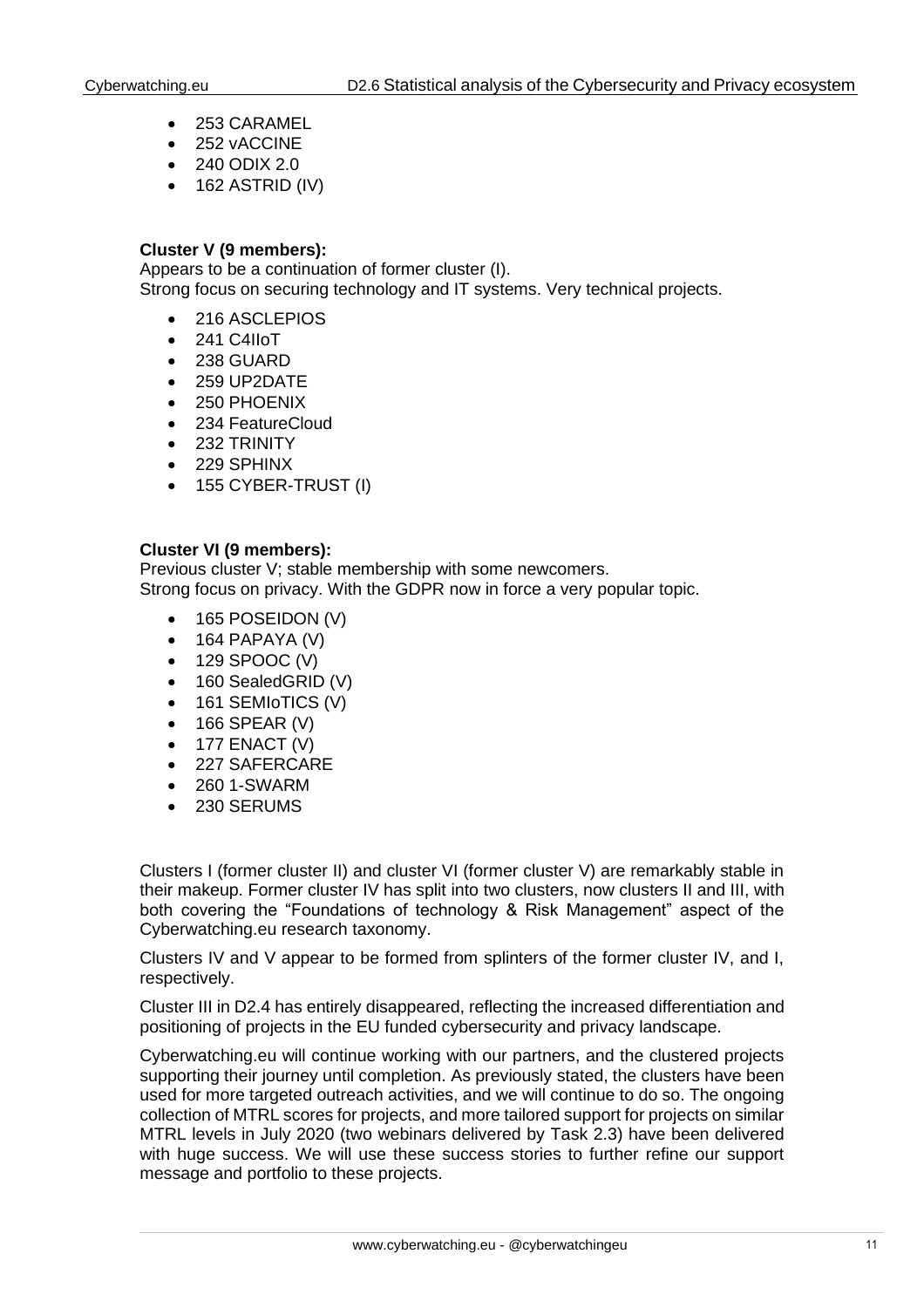- 253 CARAMEL
- 252 vACCINE
- 240 ODIX 2.0
- 162 ASTRID (IV)

**Cluster V (9 members):**

Appears to be a continuation of former cluster (I).
Strong focus on securing technology and IT systems. Very technical projects.

- 216 ASCLEPIOS
- 241 C4IIoT
- 238 GUARD
- 259 UP2DATE
- 250 PHOENIX
- 234 FeatureCloud
- 232 TRINITY
- 229 SPHINX
- 155 CYBER-TRUST (I)

**Cluster VI (9 members):**

Previous cluster V; stable membership with some newcomers.
Strong focus on privacy. With the GDPR now in force a very popular topic.

- 165 POSEIDON (V)
- 164 PAPAYA (V)
- 129 SPOOC (V)
- 160 SealedGRID (V)
- 161 SEMIoTICS (V)
- 166 SPEAR (V)
- 177 ENACT (V)
- 227 SAFERCARE
- 260 1-SWARM
- 230 SERUMS

Clusters I (former cluster II) and cluster VI (former cluster V) are remarkably stable in their makeup. Former cluster IV has split into two clusters, now clusters II and III, with both covering the "Foundations of technology & Risk Management" aspect of the Cyberwatching.eu research taxonomy.

Clusters IV and V appear to be formed from splinters of the former cluster IV, and I, respectively.

Cluster III in D2.4 has entirely disappeared, reflecting the increased differentiation and positioning of projects in the EU funded cybersecurity and privacy landscape.

Cyberwatching.eu will continue working with our partners, and the clustered projects supporting their journey until completion. As previously stated, the clusters have been used for more targeted outreach activities, and we will continue to do so. The ongoing collection of MTRL scores for projects, and more tailored support for projects on similar MTRL levels in July 2020 (two webinars delivered by Task 2.3) have been delivered with huge success. We will use these success stories to further refine our support message and portfolio to these projects.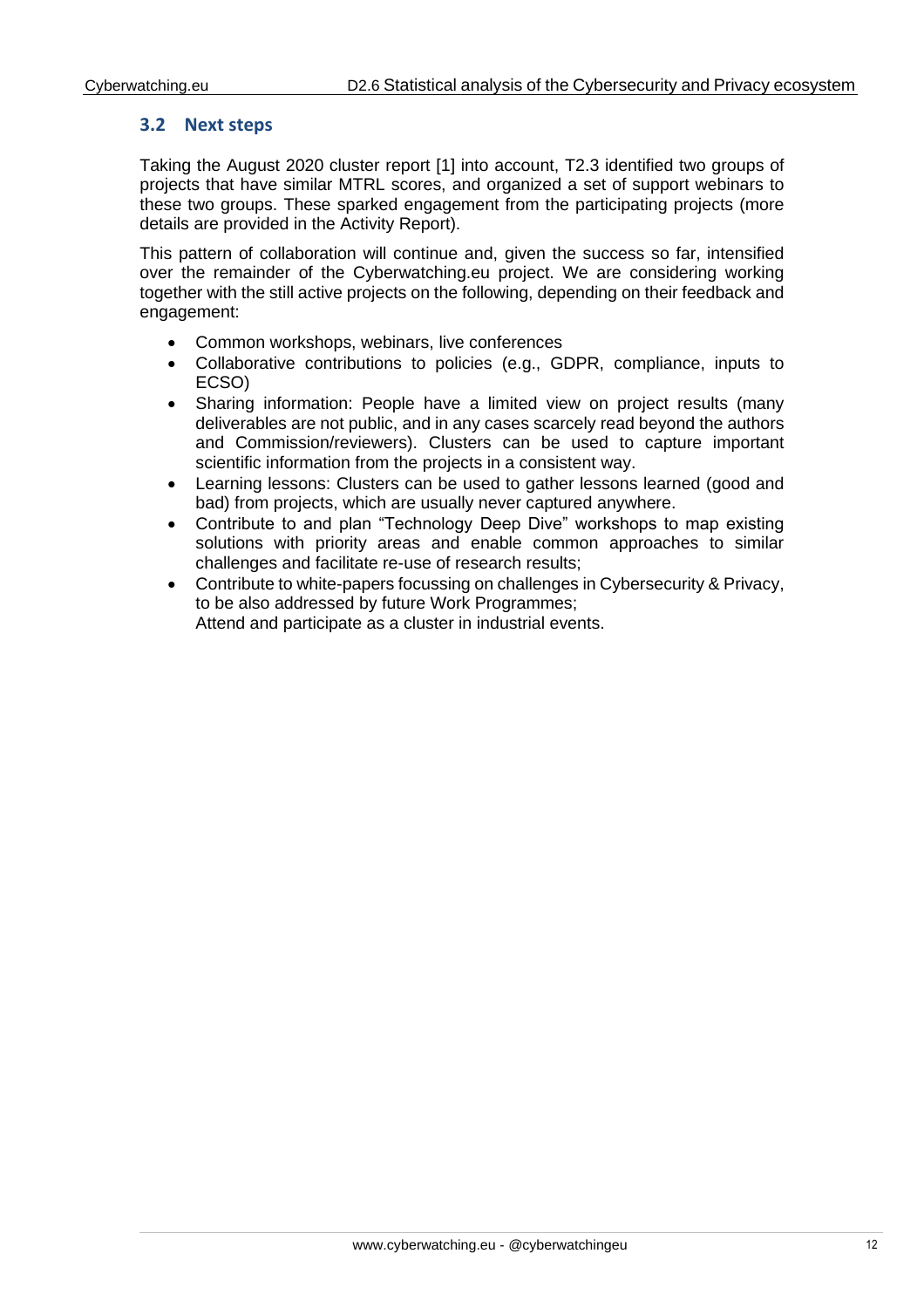## 3.2 Next steps

Taking the August 2020 cluster report [1] into account, T2.3 identified two groups of projects that have similar MTRL scores, and organized a set of support webinars to these two groups. These sparked engagement from the participating projects (more details are provided in the Activity Report).

This pattern of collaboration will continue and, given the success so far, intensified over the remainder of the Cyberwatching.eu project. We are considering working together with the still active projects on the following, depending on their feedback and engagement:

- Common workshops, webinars, live conferences
- Collaborative contributions to policies (e.g., GDPR, compliance, inputs to ECSO)
- Sharing information: People have a limited view on project results (many deliverables are not public, and in any cases scarcely read beyond the authors and Commission/reviewers). Clusters can be used to capture important scientific information from the projects in a consistent way.
- Learning lessons: Clusters can be used to gather lessons learned (good and bad) from projects, which are usually never captured anywhere.
- Contribute to and plan “Technology Deep Dive” workshops to map existing solutions with priority areas and enable common approaches to similar challenges and facilitate re-use of research results;
- Contribute to white-papers focussing on challenges in Cybersecurity & Privacy, to be also addressed by future Work Programmes;
  Attend and participate as a cluster in industrial events.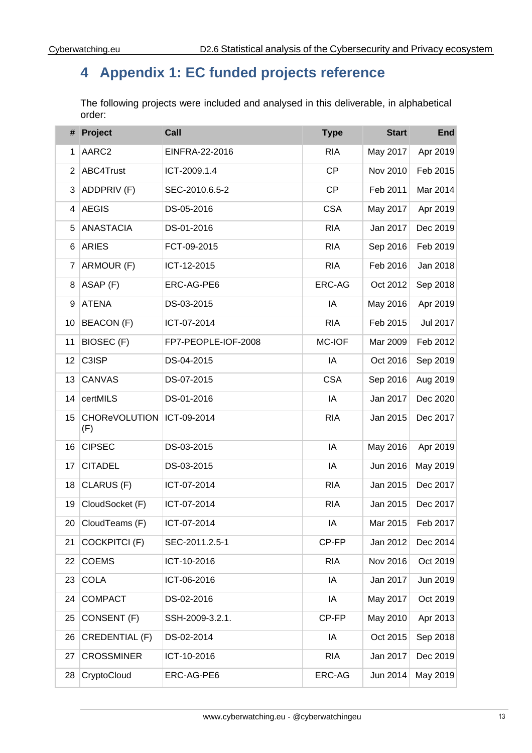# 4 Appendix 1: EC funded projects reference

The following projects were included and analysed in this deliverable, in alphabetical order:

| # | Project | Call | Type | Start | End |
|---|---|---|---|---|---|
| 1 | AARC2 | EINFRA-22-2016 | RIA | May 2017 | Apr 2019 |
| 2 | ABC4Trust | ICT-2009.1.4 | CP | Nov 2010 | Feb 2015 |
| 3 | ADDPRIV (F) | SEC-2010.6.5-2 | CP | Feb 2011 | Mar 2014 |
| 4 | AEGIS | DS-05-2016 | CSA | May 2017 | Apr 2019 |
| 5 | ANASTACIA | DS-01-2016 | RIA | Jan 2017 | Dec 2019 |
| 6 | ARIES | FCT-09-2015 | RIA | Sep 2016 | Feb 2019 |
| 7 | ARMOUR (F) | ICT-12-2015 | RIA | Feb 2016 | Jan 2018 |
| 8 | ASAP (F) | ERC-AG-PE6 | ERC-AG | Oct 2012 | Sep 2018 |
| 9 | ATENA | DS-03-2015 | IA | May 2016 | Apr 2019 |
| 10 | BEACON (F) | ICT-07-2014 | RIA | Feb 2015 | Jul 2017 |
| 11 | BIOSEC (F) | FP7-PEOPLE-IOF-2008 | MC-IOF | Mar 2009 | Feb 2012 |
| 12 | C3ISP | DS-04-2015 | IA | Oct 2016 | Sep 2019 |
| 13 | CANVAS | DS-07-2015 | CSA | Sep 2016 | Aug 2019 |
| 14 | certMILS | DS-01-2016 | IA | Jan 2017 | Dec 2020 |
| 15 | CHOReVOLUTION (F) | ICT-09-2014 | RIA | Jan 2015 | Dec 2017 |
| 16 | CIPSEC | DS-03-2015 | IA | May 2016 | Apr 2019 |
| 17 | CITADEL | DS-03-2015 | IA | Jun 2016 | May 2019 |
| 18 | CLARUS (F) | ICT-07-2014 | RIA | Jan 2015 | Dec 2017 |
| 19 | CloudSocket (F) | ICT-07-2014 | RIA | Jan 2015 | Dec 2017 |
| 20 | CloudTeams (F) | ICT-07-2014 | IA | Mar 2015 | Feb 2017 |
| 21 | COCKPITCI (F) | SEC-2011.2.5-1 | CP-FP | Jan 2012 | Dec 2014 |
| 22 | COEMS | ICT-10-2016 | RIA | Nov 2016 | Oct 2019 |
| 23 | COLA | ICT-06-2016 | IA | Jan 2017 | Jun 2019 |
| 24 | COMPACT | DS-02-2016 | IA | May 2017 | Oct 2019 |
| 25 | CONSENT (F) | SSH-2009-3.2.1. | CP-FP | May 2010 | Apr 2013 |
| 26 | CREDENTIAL (F) | DS-02-2014 | IA | Oct 2015 | Sep 2018 |
| 27 | CROSSMINER | ICT-10-2016 | RIA | Jan 2017 | Dec 2019 |
| 28 | CryptoCloud | ERC-AG-PE6 | ERC-AG | Jun 2014 | May 2019 |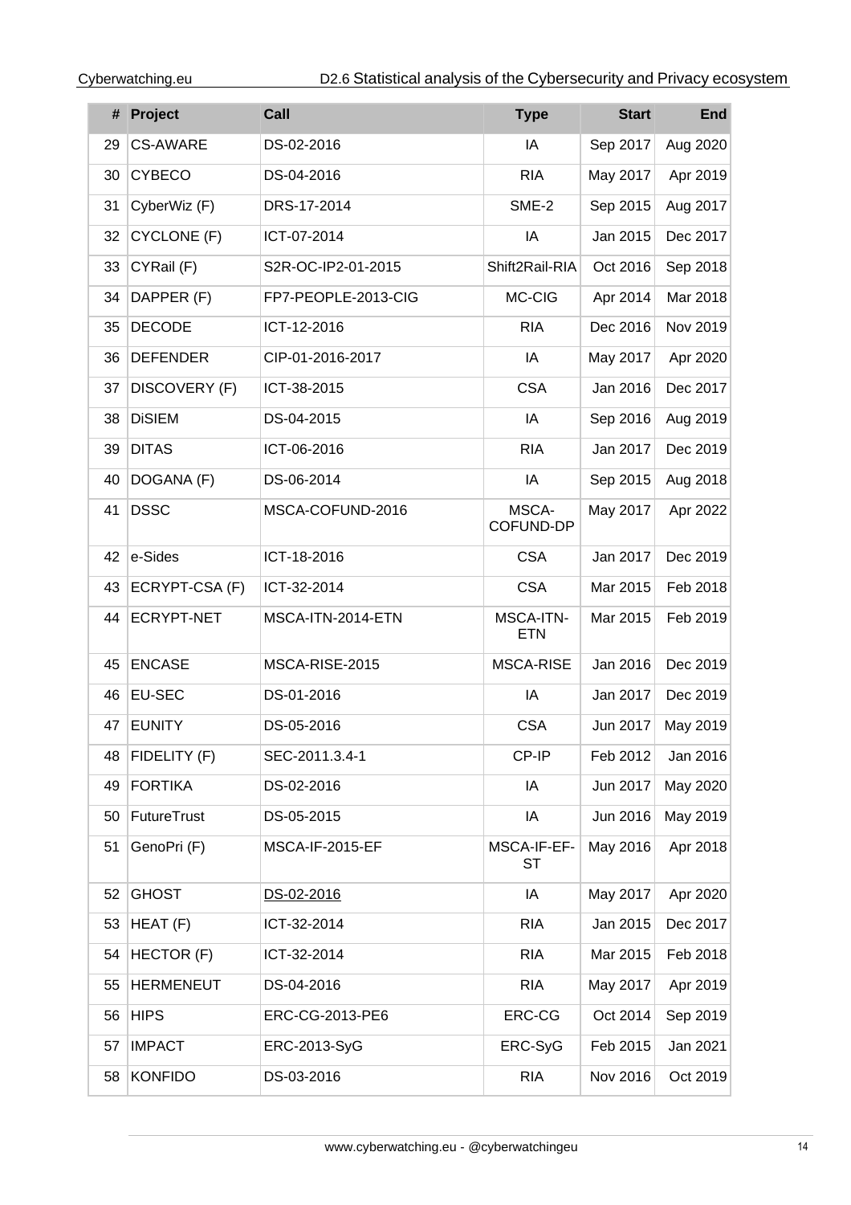| # | Project | Call | Type | Start | End |
|---|---|---|---|---|---|
| 29 | CS-AWARE | DS-02-2016 | IA | Sep 2017 | Aug 2020 |
| 30 | CYBECO | DS-04-2016 | RIA | May 2017 | Apr 2019 |
| 31 | CyberWiz (F) | DRS-17-2014 | SME-2 | Sep 2015 | Aug 2017 |
| 32 | CYCLONE (F) | ICT-07-2014 | IA | Jan 2015 | Dec 2017 |
| 33 | CYRail (F) | S2R-OC-IP2-01-2015 | Shift2Rail-RIA | Oct 2016 | Sep 2018 |
| 34 | DAPPER (F) | FP7-PEOPLE-2013-CIG | MC-CIG | Apr 2014 | Mar 2018 |
| 35 | DECODE | ICT-12-2016 | RIA | Dec 2016 | Nov 2019 |
| 36 | DEFENDER | CIP-01-2016-2017 | IA | May 2017 | Apr 2020 |
| 37 | DISCOVERY (F) | ICT-38-2015 | CSA | Jan 2016 | Dec 2017 |
| 38 | DiSIEM | DS-04-2015 | IA | Sep 2016 | Aug 2019 |
| 39 | DITAS | ICT-06-2016 | RIA | Jan 2017 | Dec 2019 |
| 40 | DOGANA (F) | DS-06-2014 | IA | Sep 2015 | Aug 2018 |
| 41 | DSSC | MSCA-COFUND-2016 | MSCA-COFUND-DP | May 2017 | Apr 2022 |
| 42 | e-Sides | ICT-18-2016 | CSA | Jan 2017 | Dec 2019 |
| 43 | ECRYPT-CSA (F) | ICT-32-2014 | CSA | Mar 2015 | Feb 2018 |
| 44 | ECRYPT-NET | MSCA-ITN-2014-ETN | MSCA-ITN-ETN | Mar 2015 | Feb 2019 |
| 45 | ENCASE | MSCA-RISE-2015 | MSCA-RISE | Jan 2016 | Dec 2019 |
| 46 | EU-SEC | DS-01-2016 | IA | Jan 2017 | Dec 2019 |
| 47 | EUNITY | DS-05-2016 | CSA | Jun 2017 | May 2019 |
| 48 | FIDELITY (F) | SEC-2011.3.4-1 | CP-IP | Feb 2012 | Jan 2016 |
| 49 | FORTIKA | DS-02-2016 | IA | Jun 2017 | May 2020 |
| 50 | FutureTrust | DS-05-2015 | IA | Jun 2016 | May 2019 |
| 51 | GenoPri (F) | MSCA-IF-2015-EF | MSCA-IF-EF-ST | May 2016 | Apr 2018 |
| 52 | GHOST | DS-02-2016 | IA | May 2017 | Apr 2020 |
| 53 | HEAT (F) | ICT-32-2014 | RIA | Jan 2015 | Dec 2017 |
| 54 | HECTOR (F) | ICT-32-2014 | RIA | Mar 2015 | Feb 2018 |
| 55 | HERMENEUT | DS-04-2016 | RIA | May 2017 | Apr 2019 |
| 56 | HIPS | ERC-CG-2013-PE6 | ERC-CG | Oct 2014 | Sep 2019 |
| 57 | IMPACT | ERC-2013-SyG | ERC-SyG | Feb 2015 | Jan 2021 |
| 58 | KONFIDO | DS-03-2016 | RIA | Nov 2016 | Oct 2019 |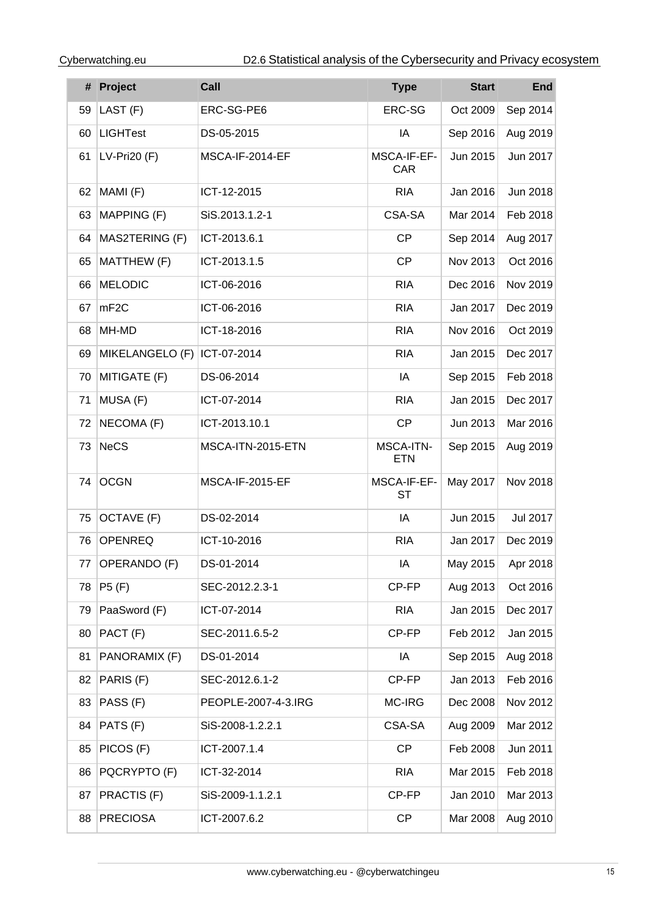| # | Project | Call | Type | Start | End |
|---|---|---|---|---|---|
| 59 | LAST (F) | ERC-SG-PE6 | ERC-SG | Oct 2009 | Sep 2014 |
| 60 | LIGHTest | DS-05-2015 | IA | Sep 2016 | Aug 2019 |
| 61 | LV-Pri20 (F) | MSCA-IF-2014-EF | MSCA-IF-EF-CAR | Jun 2015 | Jun 2017 |
| 62 | MAMI (F) | ICT-12-2015 | RIA | Jan 2016 | Jun 2018 |
| 63 | MAPPING (F) | SiS.2013.1.2-1 | CSA-SA | Mar 2014 | Feb 2018 |
| 64 | MAS2TERING (F) | ICT-2013.6.1 | CP | Sep 2014 | Aug 2017 |
| 65 | MATTHEW (F) | ICT-2013.1.5 | CP | Nov 2013 | Oct 2016 |
| 66 | MELODIC | ICT-06-2016 | RIA | Dec 2016 | Nov 2019 |
| 67 | mF2C | ICT-06-2016 | RIA | Jan 2017 | Dec 2019 |
| 68 | MH-MD | ICT-18-2016 | RIA | Nov 2016 | Oct 2019 |
| 69 | MIKELANGELO (F) | ICT-07-2014 | RIA | Jan 2015 | Dec 2017 |
| 70 | MITIGATE (F) | DS-06-2014 | IA | Sep 2015 | Feb 2018 |
| 71 | MUSA (F) | ICT-07-2014 | RIA | Jan 2015 | Dec 2017 |
| 72 | NECOMA (F) | ICT-2013.10.1 | CP | Jun 2013 | Mar 2016 |
| 73 | NeCS | MSCA-ITN-2015-ETN | MSCA-ITN-ETN | Sep 2015 | Aug 2019 |
| 74 | OCGN | MSCA-IF-2015-EF | MSCA-IF-EF-ST | May 2017 | Nov 2018 |
| 75 | OCTAVE (F) | DS-02-2014 | IA | Jun 2015 | Jul 2017 |
| 76 | OPENREQ | ICT-10-2016 | RIA | Jan 2017 | Dec 2019 |
| 77 | OPERANDO (F) | DS-01-2014 | IA | May 2015 | Apr 2018 |
| 78 | P5 (F) | SEC-2012.2.3-1 | CP-FP | Aug 2013 | Oct 2016 |
| 79 | PaaSword (F) | ICT-07-2014 | RIA | Jan 2015 | Dec 2017 |
| 80 | PACT (F) | SEC-2011.6.5-2 | CP-FP | Feb 2012 | Jan 2015 |
| 81 | PANORAMIX (F) | DS-01-2014 | IA | Sep 2015 | Aug 2018 |
| 82 | PARIS (F) | SEC-2012.6.1-2 | CP-FP | Jan 2013 | Feb 2016 |
| 83 | PASS (F) | PEOPLE-2007-4-3.IRG | MC-IRG | Dec 2008 | Nov 2012 |
| 84 | PATS (F) | SiS-2008-1.2.2.1 | CSA-SA | Aug 2009 | Mar 2012 |
| 85 | PICOS (F) | ICT-2007.1.4 | CP | Feb 2008 | Jun 2011 |
| 86 | PQCRYPTO (F) | ICT-32-2014 | RIA | Mar 2015 | Feb 2018 |
| 87 | PRACTIS (F) | SiS-2009-1.1.2.1 | CP-FP | Jan 2010 | Mar 2013 |
| 88 | PRECIOSA | ICT-2007.6.2 | CP | Mar 2008 | Aug 2010 |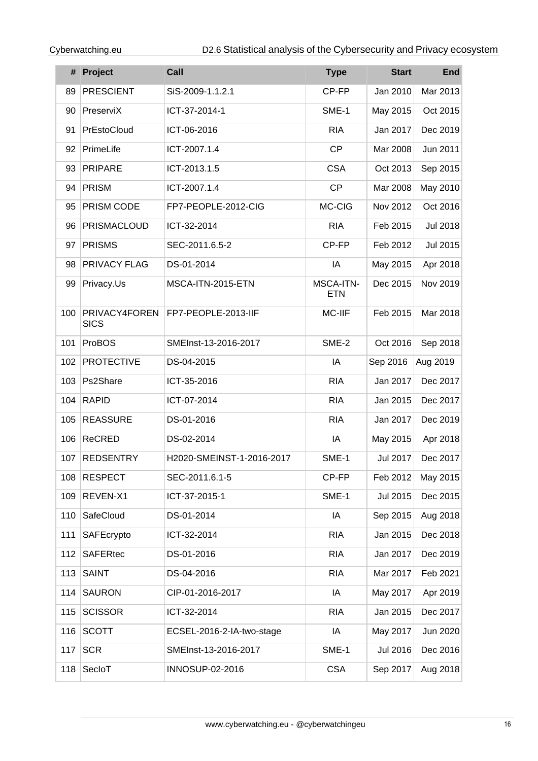| # | Project | Call | Type | Start | End |
|---|---|---|---|---|---|
| 89 | PRESCIENT | SiS-2009-1.1.2.1 | CP-FP | Jan 2010 | Mar 2013 |
| 90 | PreserviX | ICT-37-2014-1 | SME-1 | May 2015 | Oct 2015 |
| 91 | PrEstoCloud | ICT-06-2016 | RIA | Jan 2017 | Dec 2019 |
| 92 | PrimeLife | ICT-2007.1.4 | CP | Mar 2008 | Jun 2011 |
| 93 | PRIPARE | ICT-2013.1.5 | CSA | Oct 2013 | Sep 2015 |
| 94 | PRISM | ICT-2007.1.4 | CP | Mar 2008 | May 2010 |
| 95 | PRISM CODE | FP7-PEOPLE-2012-CIG | MC-CIG | Nov 2012 | Oct 2016 |
| 96 | PRISMACLOUD | ICT-32-2014 | RIA | Feb 2015 | Jul 2018 |
| 97 | PRISMS | SEC-2011.6.5-2 | CP-FP | Feb 2012 | Jul 2015 |
| 98 | PRIVACY FLAG | DS-01-2014 | IA | May 2015 | Apr 2018 |
| 99 | Privacy.Us | MSCA-ITN-2015-ETN | MSCA-ITN-ETN | Dec 2015 | Nov 2019 |
| 100 | PRIVACY4FORENSICS | FP7-PEOPLE-2013-IIF | MC-IIF | Feb 2015 | Mar 2018 |
| 101 | ProBOS | SMEInst-13-2016-2017 | SME-2 | Oct 2016 | Sep 2018 |
| 102 | PROTECTIVE | DS-04-2015 | IA | Sep 2016 | Aug 2019 |
| 103 | Ps2Share | ICT-35-2016 | RIA | Jan 2017 | Dec 2017 |
| 104 | RAPID | ICT-07-2014 | RIA | Jan 2015 | Dec 2017 |
| 105 | REASSURE | DS-01-2016 | RIA | Jan 2017 | Dec 2019 |
| 106 | ReCRED | DS-02-2014 | IA | May 2015 | Apr 2018 |
| 107 | REDSENTRY | H2020-SMEINST-1-2016-2017 | SME-1 | Jul 2017 | Dec 2017 |
| 108 | RESPECT | SEC-2011.6.1-5 | CP-FP | Feb 2012 | May 2015 |
| 109 | REVEN-X1 | ICT-37-2015-1 | SME-1 | Jul 2015 | Dec 2015 |
| 110 | SafeCloud | DS-01-2014 | IA | Sep 2015 | Aug 2018 |
| 111 | SAFEcrypto | ICT-32-2014 | RIA | Jan 2015 | Dec 2018 |
| 112 | SAFERtec | DS-01-2016 | RIA | Jan 2017 | Dec 2019 |
| 113 | SAINT | DS-04-2016 | RIA | Mar 2017 | Feb 2021 |
| 114 | SAURON | CIP-01-2016-2017 | IA | May 2017 | Apr 2019 |
| 115 | SCISSOR | ICT-32-2014 | RIA | Jan 2015 | Dec 2017 |
| 116 | SCOTT | ECSEL-2016-2-IA-two-stage | IA | May 2017 | Jun 2020 |
| 117 | SCR | SMEInst-13-2016-2017 | SME-1 | Jul 2016 | Dec 2016 |
| 118 | SecIoT | INNOSUP-02-2016 | CSA | Sep 2017 | Aug 2018 |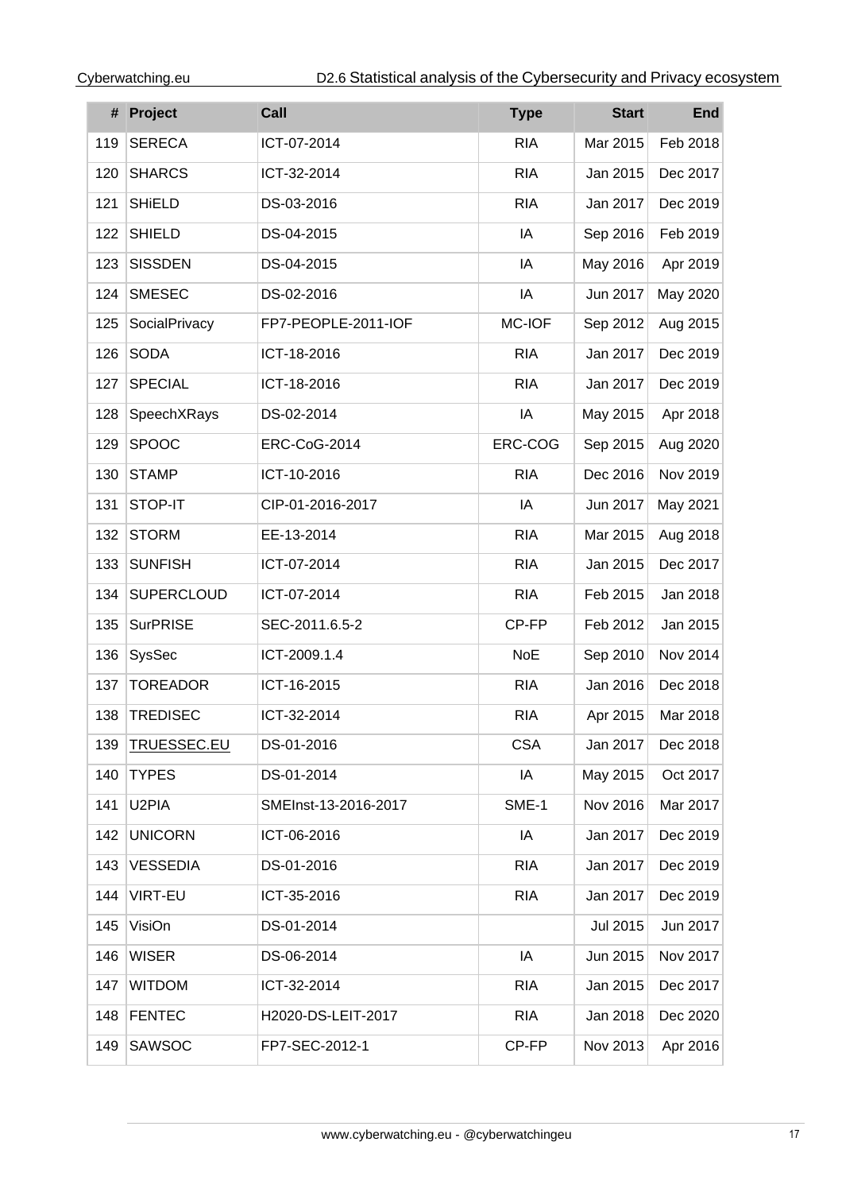| # | Project | Call | Type | Start | End |
|---|---|---|---|---|---|
| 119 | SERECA | ICT-07-2014 | RIA | Mar 2015 | Feb 2018 |
| 120 | SHARCS | ICT-32-2014 | RIA | Jan 2015 | Dec 2017 |
| 121 | SHiELD | DS-03-2016 | RIA | Jan 2017 | Dec 2019 |
| 122 | SHIELD | DS-04-2015 | IA | Sep 2016 | Feb 2019 |
| 123 | SISSDEN | DS-04-2015 | IA | May 2016 | Apr 2019 |
| 124 | SMESEC | DS-02-2016 | IA | Jun 2017 | May 2020 |
| 125 | SocialPrivacy | FP7-PEOPLE-2011-IOF | MC-IOF | Sep 2012 | Aug 2015 |
| 126 | SODA | ICT-18-2016 | RIA | Jan 2017 | Dec 2019 |
| 127 | SPECIAL | ICT-18-2016 | RIA | Jan 2017 | Dec 2019 |
| 128 | SpeechXRays | DS-02-2014 | IA | May 2015 | Apr 2018 |
| 129 | SPOOC | ERC-CoG-2014 | ERC-COG | Sep 2015 | Aug 2020 |
| 130 | STAMP | ICT-10-2016 | RIA | Dec 2016 | Nov 2019 |
| 131 | STOP-IT | CIP-01-2016-2017 | IA | Jun 2017 | May 2021 |
| 132 | STORM | EE-13-2014 | RIA | Mar 2015 | Aug 2018 |
| 133 | SUNFISH | ICT-07-2014 | RIA | Jan 2015 | Dec 2017 |
| 134 | SUPERCLOUD | ICT-07-2014 | RIA | Feb 2015 | Jan 2018 |
| 135 | SurPRISE | SEC-2011.6.5-2 | CP-FP | Feb 2012 | Jan 2015 |
| 136 | SysSec | ICT-2009.1.4 | NoE | Sep 2010 | Nov 2014 |
| 137 | TOREADOR | ICT-16-2015 | RIA | Jan 2016 | Dec 2018 |
| 138 | TREDISEC | ICT-32-2014 | RIA | Apr 2015 | Mar 2018 |
| 139 | TRUESSEC.EU | DS-01-2016 | CSA | Jan 2017 | Dec 2018 |
| 140 | TYPES | DS-01-2014 | IA | May 2015 | Oct 2017 |
| 141 | U2PIA | SMEInst-13-2016-2017 | SME-1 | Nov 2016 | Mar 2017 |
| 142 | UNICORN | ICT-06-2016 | IA | Jan 2017 | Dec 2019 |
| 143 | VESSEDIA | DS-01-2016 | RIA | Jan 2017 | Dec 2019 |
| 144 | VIRT-EU | ICT-35-2016 | RIA | Jan 2017 | Dec 2019 |
| 145 | VisiOn | DS-01-2014 | | Jul 2015 | Jun 2017 |
| 146 | WISER | DS-06-2014 | IA | Jun 2015 | Nov 2017 |
| 147 | WITDOM | ICT-32-2014 | RIA | Jan 2015 | Dec 2017 |
| 148 | FENTEC | H2020-DS-LEIT-2017 | RIA | Jan 2018 | Dec 2020 |
| 149 | SAWSOC | FP7-SEC-2012-1 | CP-FP | Nov 2013 | Apr 2016 |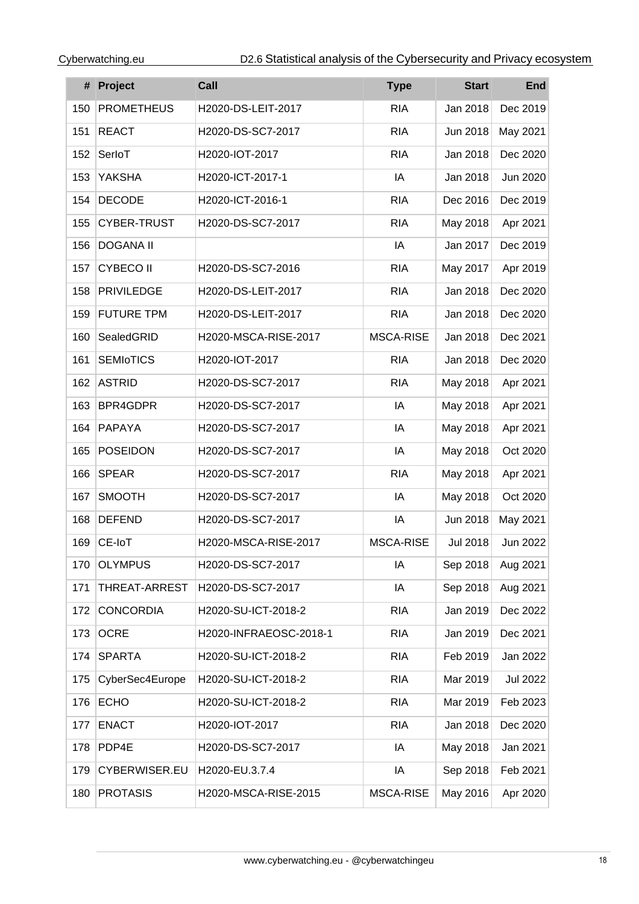| # | Project | Call | Type | Start | End |
|---|---|---|---|---|---|
| 150 | PROMETHEUS | H2020-DS-LEIT-2017 | RIA | Jan 2018 | Dec 2019 |
| 151 | REACT | H2020-DS-SC7-2017 | RIA | Jun 2018 | May 2021 |
| 152 | SerIoT | H2020-IOT-2017 | RIA | Jan 2018 | Dec 2020 |
| 153 | YAKSHA | H2020-ICT-2017-1 | IA | Jan 2018 | Jun 2020 |
| 154 | DECODE | H2020-ICT-2016-1 | RIA | Dec 2016 | Dec 2019 |
| 155 | CYBER-TRUST | H2020-DS-SC7-2017 | RIA | May 2018 | Apr 2021 |
| 156 | DOGANA II | | IA | Jan 2017 | Dec 2019 |
| 157 | CYBECO II | H2020-DS-SC7-2016 | RIA | May 2017 | Apr 2019 |
| 158 | PRIVILEDGE | H2020-DS-LEIT-2017 | RIA | Jan 2018 | Dec 2020 |
| 159 | FUTURE TPM | H2020-DS-LEIT-2017 | RIA | Jan 2018 | Dec 2020 |
| 160 | SealedGRID | H2020-MSCA-RISE-2017 | MSCA-RISE | Jan 2018 | Dec 2021 |
| 161 | SEMIoTICS | H2020-IOT-2017 | RIA | Jan 2018 | Dec 2020 |
| 162 | ASTRID | H2020-DS-SC7-2017 | RIA | May 2018 | Apr 2021 |
| 163 | BPR4GDPR | H2020-DS-SC7-2017 | IA | May 2018 | Apr 2021 |
| 164 | PAPAYA | H2020-DS-SC7-2017 | IA | May 2018 | Apr 2021 |
| 165 | POSEIDON | H2020-DS-SC7-2017 | IA | May 2018 | Oct 2020 |
| 166 | SPEAR | H2020-DS-SC7-2017 | RIA | May 2018 | Apr 2021 |
| 167 | SMOOTH | H2020-DS-SC7-2017 | IA | May 2018 | Oct 2020 |
| 168 | DEFEND | H2020-DS-SC7-2017 | IA | Jun 2018 | May 2021 |
| 169 | CE-IoT | H2020-MSCA-RISE-2017 | MSCA-RISE | Jul 2018 | Jun 2022 |
| 170 | OLYMPUS | H2020-DS-SC7-2017 | IA | Sep 2018 | Aug 2021 |
| 171 | THREAT-ARREST | H2020-DS-SC7-2017 | IA | Sep 2018 | Aug 2021 |
| 172 | CONCORDIA | H2020-SU-ICT-2018-2 | RIA | Jan 2019 | Dec 2022 |
| 173 | OCRE | H2020-INFRAEOSC-2018-1 | RIA | Jan 2019 | Dec 2021 |
| 174 | SPARTA | H2020-SU-ICT-2018-2 | RIA | Feb 2019 | Jan 2022 |
| 175 | CyberSec4Europe | H2020-SU-ICT-2018-2 | RIA | Mar 2019 | Jul 2022 |
| 176 | ECHO | H2020-SU-ICT-2018-2 | RIA | Mar 2019 | Feb 2023 |
| 177 | ENACT | H2020-IOT-2017 | RIA | Jan 2018 | Dec 2020 |
| 178 | PDP4E | H2020-DS-SC7-2017 | IA | May 2018 | Jan 2021 |
| 179 | CYBERWISER.EU | H2020-EU.3.7.4 | IA | Sep 2018 | Feb 2021 |
| 180 | PROTASIS | H2020-MSCA-RISE-2015 | MSCA-RISE | May 2016 | Apr 2020 |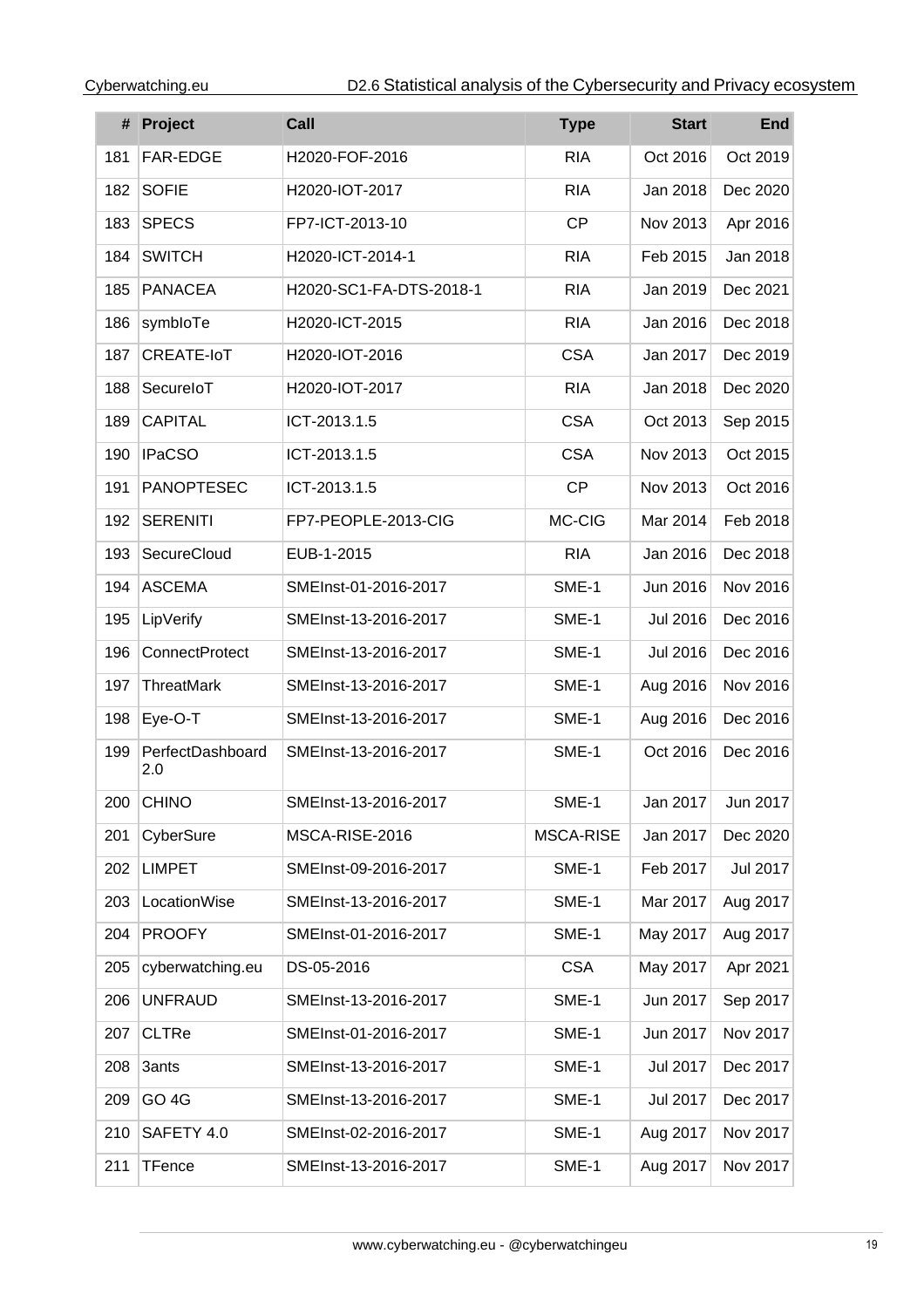| # | Project | Call | Type | Start | End |
|---|---|---|---|---|---|
| 181 | FAR-EDGE | H2020-FOF-2016 | RIA | Oct 2016 | Oct 2019 |
| 182 | SOFIE | H2020-IOT-2017 | RIA | Jan 2018 | Dec 2020 |
| 183 | SPECS | FP7-ICT-2013-10 | CP | Nov 2013 | Apr 2016 |
| 184 | SWITCH | H2020-ICT-2014-1 | RIA | Feb 2015 | Jan 2018 |
| 185 | PANACEA | H2020-SC1-FA-DTS-2018-1 | RIA | Jan 2019 | Dec 2021 |
| 186 | symbIoTe | H2020-ICT-2015 | RIA | Jan 2016 | Dec 2018 |
| 187 | CREATE-IoT | H2020-IOT-2016 | CSA | Jan 2017 | Dec 2019 |
| 188 | SecureIoT | H2020-IOT-2017 | RIA | Jan 2018 | Dec 2020 |
| 189 | CAPITAL | ICT-2013.1.5 | CSA | Oct 2013 | Sep 2015 |
| 190 | IPaCSO | ICT-2013.1.5 | CSA | Nov 2013 | Oct 2015 |
| 191 | PANOPTESEC | ICT-2013.1.5 | CP | Nov 2013 | Oct 2016 |
| 192 | SERENITI | FP7-PEOPLE-2013-CIG | MC-CIG | Mar 2014 | Feb 2018 |
| 193 | SecureCloud | EUB-1-2015 | RIA | Jan 2016 | Dec 2018 |
| 194 | ASCEMA | SMEInst-01-2016-2017 | SME-1 | Jun 2016 | Nov 2016 |
| 195 | LipVerify | SMEInst-13-2016-2017 | SME-1 | Jul 2016 | Dec 2016 |
| 196 | ConnectProtect | SMEInst-13-2016-2017 | SME-1 | Jul 2016 | Dec 2016 |
| 197 | ThreatMark | SMEInst-13-2016-2017 | SME-1 | Aug 2016 | Nov 2016 |
| 198 | Eye-O-T | SMEInst-13-2016-2017 | SME-1 | Aug 2016 | Dec 2016 |
| 199 | PerfectDashboard 2.0 | SMEInst-13-2016-2017 | SME-1 | Oct 2016 | Dec 2016 |
| 200 | CHINO | SMEInst-13-2016-2017 | SME-1 | Jan 2017 | Jun 2017 |
| 201 | CyberSure | MSCA-RISE-2016 | MSCA-RISE | Jan 2017 | Dec 2020 |
| 202 | LIMPET | SMEInst-09-2016-2017 | SME-1 | Feb 2017 | Jul 2017 |
| 203 | LocationWise | SMEInst-13-2016-2017 | SME-1 | Mar 2017 | Aug 2017 |
| 204 | PROOFY | SMEInst-01-2016-2017 | SME-1 | May 2017 | Aug 2017 |
| 205 | cyberwatching.eu | DS-05-2016 | CSA | May 2017 | Apr 2021 |
| 206 | UNFRAUD | SMEInst-13-2016-2017 | SME-1 | Jun 2017 | Sep 2017 |
| 207 | CLTRe | SMEInst-01-2016-2017 | SME-1 | Jun 2017 | Nov 2017 |
| 208 | 3ants | SMEInst-13-2016-2017 | SME-1 | Jul 2017 | Dec 2017 |
| 209 | GO 4G | SMEInst-13-2016-2017 | SME-1 | Jul 2017 | Dec 2017 |
| 210 | SAFETY 4.0 | SMEInst-02-2016-2017 | SME-1 | Aug 2017 | Nov 2017 |
| 211 | TFence | SMEInst-13-2016-2017 | SME-1 | Aug 2017 | Nov 2017 |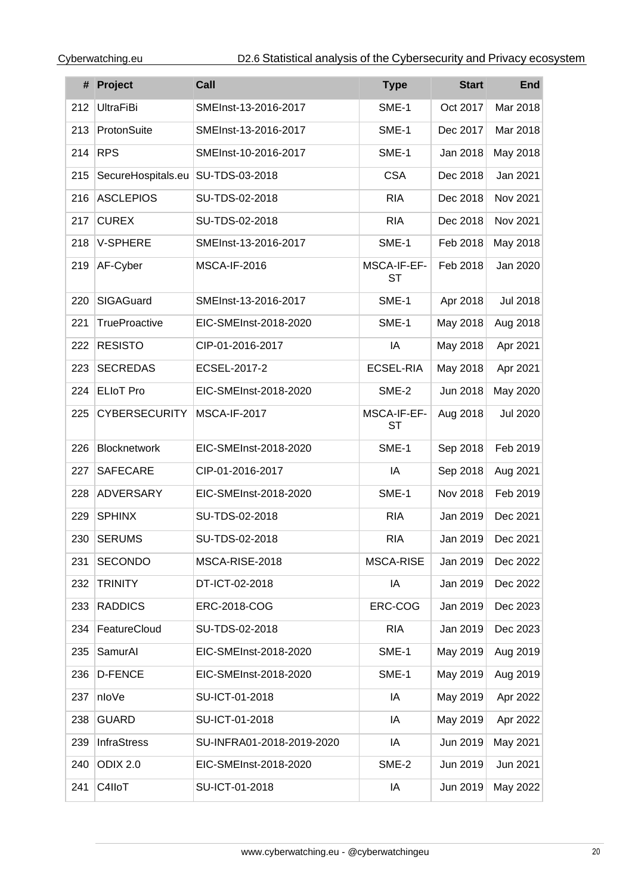| # | Project | Call | Type | Start | End |
|---|---|---|---|---|---|
| 212 | UltraFiBi | SMEInst-13-2016-2017 | SME-1 | Oct 2017 | Mar 2018 |
| 213 | ProtonSuite | SMEInst-13-2016-2017 | SME-1 | Dec 2017 | Mar 2018 |
| 214 | RPS | SMEInst-10-2016-2017 | SME-1 | Jan 2018 | May 2018 |
| 215 | SecureHospitals.eu | SU-TDS-03-2018 | CSA | Dec 2018 | Jan 2021 |
| 216 | ASCLEPIOS | SU-TDS-02-2018 | RIA | Dec 2018 | Nov 2021 |
| 217 | CUREX | SU-TDS-02-2018 | RIA | Dec 2018 | Nov 2021 |
| 218 | V-SPHERE | SMEInst-13-2016-2017 | SME-1 | Feb 2018 | May 2018 |
| 219 | AF-Cyber | MSCA-IF-2016 | MSCA-IF-EF-ST | Feb 2018 | Jan 2020 |
| 220 | SIGAGuard | SMEInst-13-2016-2017 | SME-1 | Apr 2018 | Jul 2018 |
| 221 | TrueProactive | EIC-SMEInst-2018-2020 | SME-1 | May 2018 | Aug 2018 |
| 222 | RESISTO | CIP-01-2016-2017 | IA | May 2018 | Apr 2021 |
| 223 | SECREDAS | ECSEL-2017-2 | ECSEL-RIA | May 2018 | Apr 2021 |
| 224 | ELIoT Pro | EIC-SMEInst-2018-2020 | SME-2 | Jun 2018 | May 2020 |
| 225 | CYBERSECURITY | MSCA-IF-2017 | MSCA-IF-EF-ST | Aug 2018 | Jul 2020 |
| 226 | Blocknetwork | EIC-SMEInst-2018-2020 | SME-1 | Sep 2018 | Feb 2019 |
| 227 | SAFECARE | CIP-01-2016-2017 | IA | Sep 2018 | Aug 2021 |
| 228 | ADVERSARY | EIC-SMEInst-2018-2020 | SME-1 | Nov 2018 | Feb 2019 |
| 229 | SPHINX | SU-TDS-02-2018 | RIA | Jan 2019 | Dec 2021 |
| 230 | SERUMS | SU-TDS-02-2018 | RIA | Jan 2019 | Dec 2021 |
| 231 | SECONDO | MSCA-RISE-2018 | MSCA-RISE | Jan 2019 | Dec 2022 |
| 232 | TRINITY | DT-ICT-02-2018 | IA | Jan 2019 | Dec 2022 |
| 233 | RADDICS | ERC-2018-COG | ERC-COG | Jan 2019 | Dec 2023 |
| 234 | FeatureCloud | SU-TDS-02-2018 | RIA | Jan 2019 | Dec 2023 |
| 235 | SamurAI | EIC-SMEInst-2018-2020 | SME-1 | May 2019 | Aug 2019 |
| 236 | D-FENCE | EIC-SMEInst-2018-2020 | SME-1 | May 2019 | Aug 2019 |
| 237 | nIoVe | SU-ICT-01-2018 | IA | May 2019 | Apr 2022 |
| 238 | GUARD | SU-ICT-01-2018 | IA | May 2019 | Apr 2022 |
| 239 | InfraStress | SU-INFRA01-2018-2019-2020 | IA | Jun 2019 | May 2021 |
| 240 | ODIX 2.0 | EIC-SMEInst-2018-2020 | SME-2 | Jun 2019 | Jun 2021 |
| 241 | C4IIoT | SU-ICT-01-2018 | IA | Jun 2019 | May 2022 |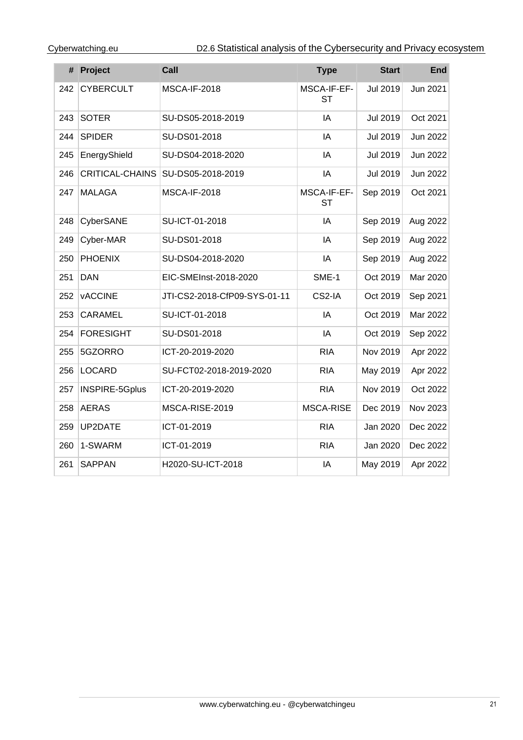| # | Project | Call | Type | Start | End |
|---|---|---|---|---|---|
| 242 | CYBERCULT | MSCA-IF-2018 | MSCA-IF-EF-ST | Jul 2019 | Jun 2021 |
| 243 | SOTER | SU-DS05-2018-2019 | IA | Jul 2019 | Oct 2021 |
| 244 | SPIDER | SU-DS01-2018 | IA | Jul 2019 | Jun 2022 |
| 245 | EnergyShield | SU-DS04-2018-2020 | IA | Jul 2019 | Jun 2022 |
| 246 | CRITICAL-CHAINS | SU-DS05-2018-2019 | IA | Jul 2019 | Jun 2022 |
| 247 | MALAGA | MSCA-IF-2018 | MSCA-IF-EF-ST | Sep 2019 | Oct 2021 |
| 248 | CyberSANE | SU-ICT-01-2018 | IA | Sep 2019 | Aug 2022 |
| 249 | Cyber-MAR | SU-DS01-2018 | IA | Sep 2019 | Aug 2022 |
| 250 | PHOENIX | SU-DS04-2018-2020 | IA | Sep 2019 | Aug 2022 |
| 251 | DAN | EIC-SMEInst-2018-2020 | SME-1 | Oct 2019 | Mar 2020 |
| 252 | vACCINE | JTI-CS2-2018-CfP09-SYS-01-11 | CS2-IA | Oct 2019 | Sep 2021 |
| 253 | CARAMEL | SU-ICT-01-2018 | IA | Oct 2019 | Mar 2022 |
| 254 | FORESIGHT | SU-DS01-2018 | IA | Oct 2019 | Sep 2022 |
| 255 | 5GZORRO | ICT-20-2019-2020 | RIA | Nov 2019 | Apr 2022 |
| 256 | LOCARD | SU-FCT02-2018-2019-2020 | RIA | May 2019 | Apr 2022 |
| 257 | INSPIRE-5Gplus | ICT-20-2019-2020 | RIA | Nov 2019 | Oct 2022 |
| 258 | AERAS | MSCA-RISE-2019 | MSCA-RISE | Dec 2019 | Nov 2023 |
| 259 | UP2DATE | ICT-01-2019 | RIA | Jan 2020 | Dec 2022 |
| 260 | 1-SWARM | ICT-01-2019 | RIA | Jan 2020 | Dec 2022 |
| 261 | SAPPAN | H2020-SU-ICT-2018 | IA | May 2019 | Apr 2022 |